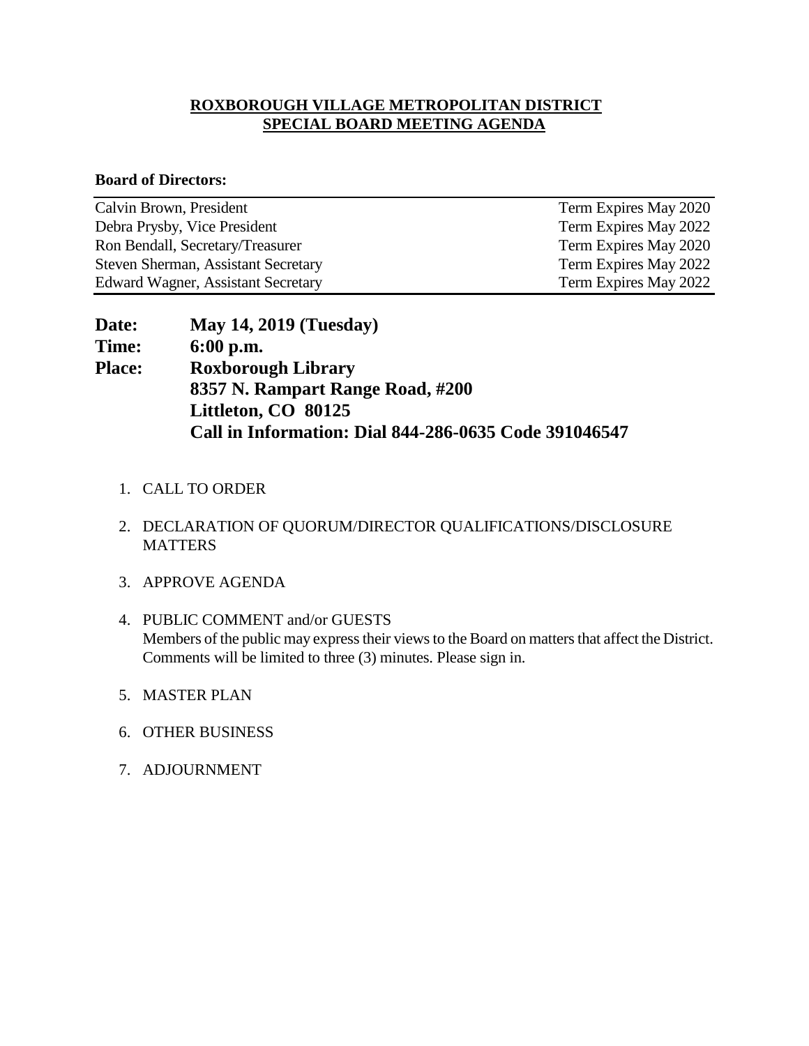# ROXBOROUGH VILLAGE METROPOLITAN DISTRICT
## SPECIAL BOARD MEETING AGENDA

**Board of Directors:**

| | |
|---|---|
| Calvin Brown, President | Term Expires May 2020 |
| Debra Prysby, Vice President | Term Expires May 2022 |
| Ron Bendall, Secretary/Treasurer | Term Expires May 2020 |
| Steven Sherman, Assistant Secretary | Term Expires May 2022 |
| Edward Wagner, Assistant Secretary | Term Expires May 2022 |

**Date:** **May 14, 2019 (Tuesday)**
**Time:** **6:00 p.m.**
**Place:** **Roxborough Library**
**8357 N. Rampart Range Road, #200**
**Littleton, CO 80125**
**Call in Information: Dial 844-286-0635 Code 391046547**

1. CALL TO ORDER
2. DECLARATION OF QUORUM/DIRECTOR QUALIFICATIONS/DISCLOSURE MATTERS
3. APPROVE AGENDA
4. PUBLIC COMMENT and/or GUESTS
   Members of the public may express their views to the Board on matters that affect the District. Comments will be limited to three (3) minutes. Please sign in.
5. MASTER PLAN
6. OTHER BUSINESS
7. ADJOURNMENT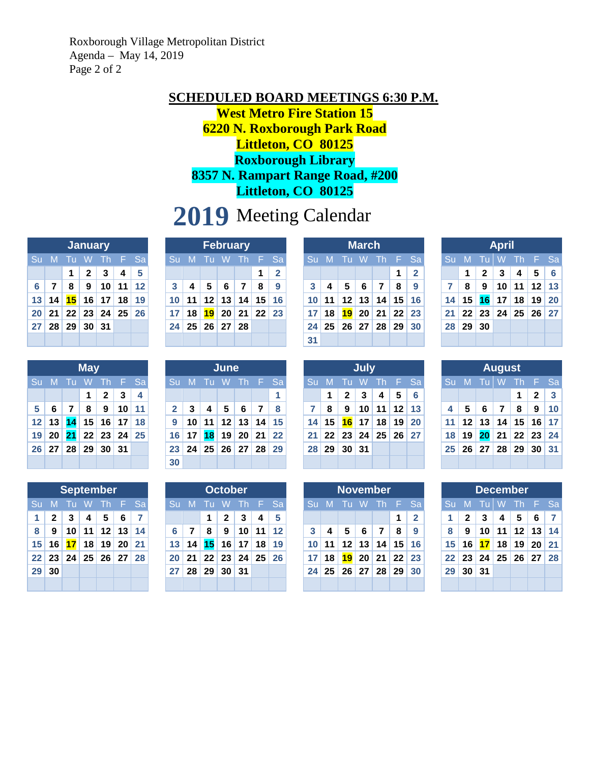**SCHEDULED BOARD MEETINGS 6:30 P.M.**

**West Metro Fire Station 15**
**6220 N. Roxborough Park Road**
**Littleton, CO 80125**

**Roxborough Library**
**8357 N. Rampart Range Road, #200**
**Littleton, CO 80125**

# 2019 Meeting Calendar

**January**

| Su | M | Tu | W | Th | F | Sa |
|---|---|---|---|---|---|---|
| | | 1 | 2 | 3 | 4 | 5 |
| 6 | 7 | 8 | 9 | 10 | 11 | 12 |
| 13 | 14 | **15** | 16 | 17 | 18 | 19 |
| 20 | 21 | 22 | 23 | 24 | 25 | 26 |
| 27 | 28 | 29 | 30 | 31 | | |

**February**

| Su | M | Tu | W | Th | F | Sa |
|---|---|---|---|---|---|---|
| | | | | | 1 | 2 |
| 3 | 4 | 5 | 6 | 7 | 8 | 9 |
| 10 | 11 | 12 | 13 | 14 | 15 | 16 |
| 17 | 18 | **19** | 20 | 21 | 22 | 23 |
| 24 | 25 | 26 | 27 | 28 | | |

**March**

| Su | M | Tu | W | Th | F | Sa |
|---|---|---|---|---|---|---|
| | | | | | 1 | 2 |
| 3 | 4 | 5 | 6 | 7 | 8 | 9 |
| 10 | 11 | 12 | 13 | 14 | 15 | 16 |
| 17 | 18 | **19** | 20 | 21 | 22 | 23 |
| 24 | 25 | 26 | 27 | 28 | 29 | 30 |
| 31 | | | | | | |

**April**

| Su | M | Tu | W | Th | F | Sa |
|---|---|---|---|---|---|---|
| | 1 | 2 | 3 | 4 | 5 | 6 |
| 7 | 8 | 9 | 10 | 11 | 12 | 13 |
| 14 | 15 | **16** | 17 | 18 | 19 | 20 |
| 21 | 22 | 23 | 24 | 25 | 26 | 27 |
| 28 | 29 | 30 | | | | |

**May**

| Su | M | Tu | W | Th | F | Sa |
|---|---|---|---|---|---|---|
| | | | 1 | 2 | 3 | 4 |
| 5 | 6 | 7 | 8 | 9 | 10 | 11 |
| 12 | 13 | **14** | 15 | 16 | 17 | 18 |
| 19 | 20 | **21** | 22 | 23 | 24 | 25 |
| 26 | 27 | 28 | 29 | 30 | 31 | |

**June**

| Su | M | Tu | W | Th | F | Sa |
|---|---|---|---|---|---|---|
| | | | | | | 1 |
| 2 | 3 | 4 | 5 | 6 | 7 | 8 |
| 9 | 10 | 11 | 12 | 13 | 14 | 15 |
| 16 | 17 | **18** | 19 | 20 | 21 | 22 |
| 23 | 24 | 25 | 26 | 27 | 28 | 29 |
| 30 | | | | | | |

**July**

| Su | M | Tu | W | Th | F | Sa |
|---|---|---|---|---|---|---|
| | 1 | 2 | 3 | 4 | 5 | 6 |
| 7 | 8 | 9 | 10 | 11 | 12 | 13 |
| 14 | 15 | **16** | 17 | 18 | 19 | 20 |
| 21 | 22 | 23 | 24 | 25 | 26 | 27 |
| 28 | 29 | 30 | 31 | | | |

**August**

| Su | M | Tu | W | Th | F | Sa |
|---|---|---|---|---|---|---|
| | | | | 1 | 2 | 3 |
| 4 | 5 | 6 | 7 | 8 | 9 | 10 |
| 11 | 12 | 13 | 14 | 15 | 16 | 17 |
| 18 | 19 | **20** | 21 | 22 | 23 | 24 |
| 25 | 26 | 27 | 28 | 29 | 30 | 31 |

**September**

| Su | M | Tu | W | Th | F | Sa |
|---|---|---|---|---|---|---|
| 1 | 2 | 3 | 4 | 5 | 6 | 7 |
| 8 | 9 | 10 | 11 | 12 | 13 | 14 |
| 15 | 16 | **17** | 18 | 19 | 20 | 21 |
| 22 | 23 | 24 | 25 | 26 | 27 | 28 |
| 29 | 30 | | | | | |

**October**

| Su | M | Tu | W | Th | F | Sa |
|---|---|---|---|---|---|---|
| | | 1 | 2 | 3 | 4 | 5 |
| 6 | 7 | 8 | 9 | 10 | 11 | 12 |
| 13 | 14 | **15** | 16 | 17 | 18 | 19 |
| 20 | 21 | 22 | 23 | 24 | 25 | 26 |
| 27 | 28 | 29 | 30 | 31 | | |

**November**

| Su | M | Tu | W | Th | F | Sa |
|---|---|---|---|---|---|---|
| | | | | | 1 | 2 |
| 3 | 4 | 5 | 6 | 7 | 8 | 9 |
| 10 | 11 | 12 | 13 | 14 | 15 | 16 |
| 17 | 18 | **19** | 20 | 21 | 22 | 23 |
| 24 | 25 | 26 | 27 | 28 | 29 | 30 |

**December**

| Su | M | Tu | W | Th | F | Sa |
|---|---|---|---|---|---|---|
| 1 | 2 | 3 | 4 | 5 | 6 | 7 |
| 8 | 9 | 10 | 11 | 12 | 13 | 14 |
| 15 | 16 | **17** | 18 | 19 | 20 | 21 |
| 22 | 23 | 24 | 25 | 26 | 27 | 28 |
| 29 | 30 | 31 | | | | |